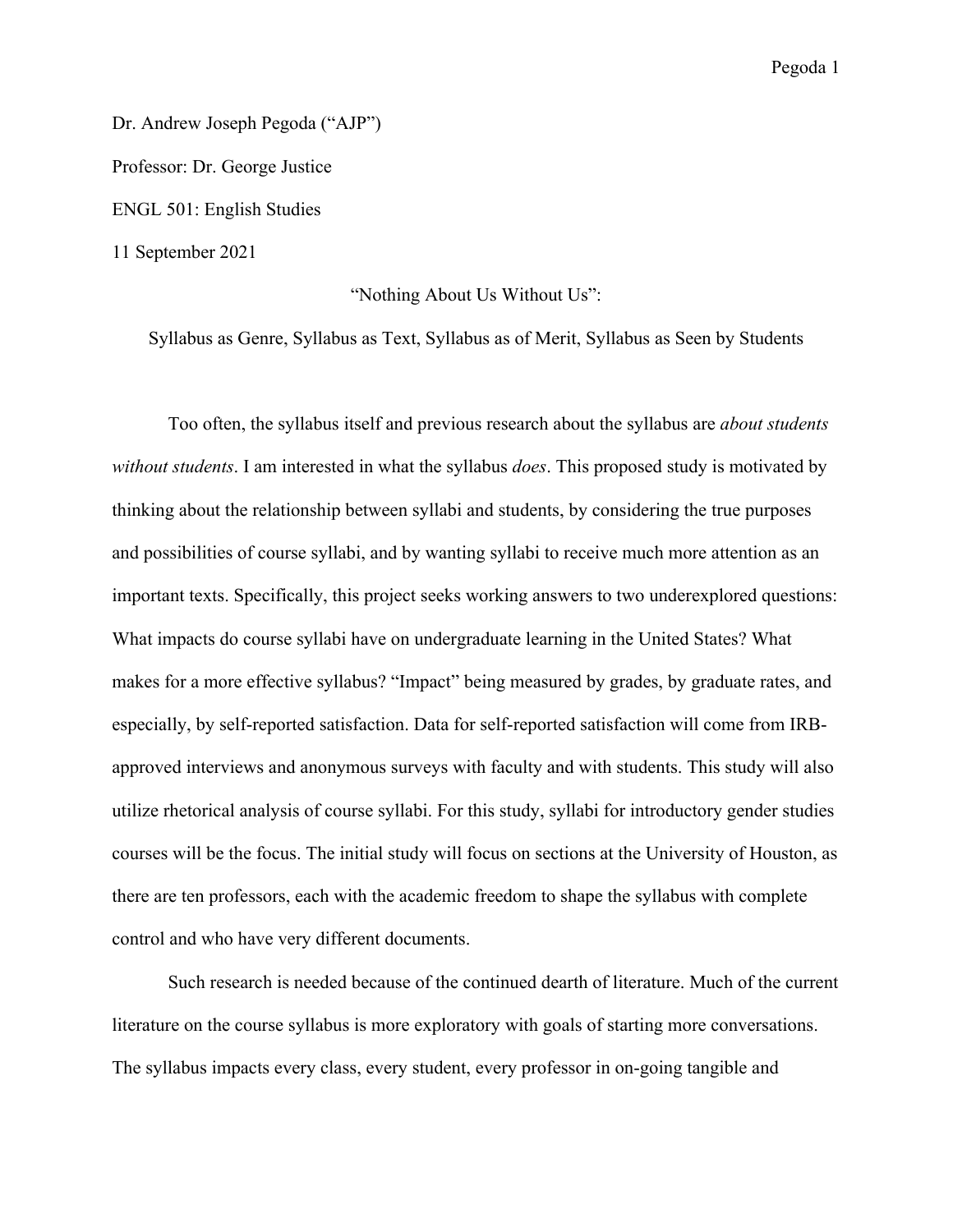Dr. Andrew Joseph Pegoda ("AJP")

Professor: Dr. George Justice

ENGL 501: English Studies

11 September 2021

# "Nothing About Us Without Us": Syllabus as Genre, Syllabus as Text, Syllabus as of Merit, Syllabus as Seen by Students

Too often, the syllabus itself and previous research about the syllabus are *about students without students*. I am interested in what the syllabus *does*. This proposed study is motivated by thinking about the relationship between syllabi and students, by considering the true purposes and possibilities of course syllabi, and by wanting syllabi to receive much more attention as an important texts. Specifically, this project seeks working answers to two underexplored questions: What impacts do course syllabi have on undergraduate learning in the United States? What makes for a more effective syllabus? "Impact" being measured by grades, by graduate rates, and especially, by self-reported satisfaction. Data for self-reported satisfaction will come from IRB-approved interviews and anonymous surveys with faculty and with students. This study will also utilize rhetorical analysis of course syllabi. For this study, syllabi for introductory gender studies courses will be the focus. The initial study will focus on sections at the University of Houston, as there are ten professors, each with the academic freedom to shape the syllabus with complete control and who have very different documents.

Such research is needed because of the continued dearth of literature. Much of the current literature on the course syllabus is more exploratory with goals of starting more conversations. The syllabus impacts every class, every student, every professor in on-going tangible and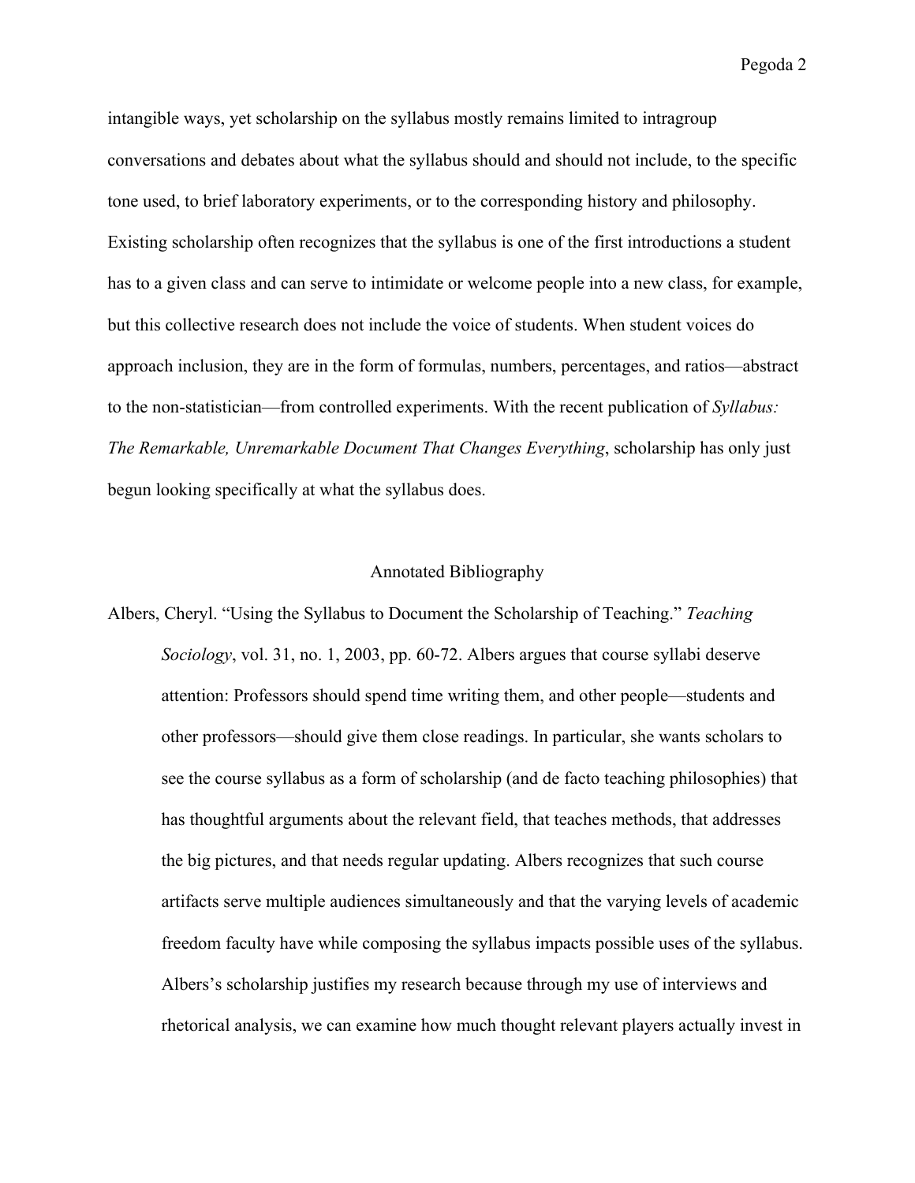intangible ways, yet scholarship on the syllabus mostly remains limited to intragroup conversations and debates about what the syllabus should and should not include, to the specific tone used, to brief laboratory experiments, or to the corresponding history and philosophy. Existing scholarship often recognizes that the syllabus is one of the first introductions a student has to a given class and can serve to intimidate or welcome people into a new class, for example, but this collective research does not include the voice of students. When student voices do approach inclusion, they are in the form of formulas, numbers, percentages, and ratios—abstract to the non-statistician—from controlled experiments. With the recent publication of *Syllabus: The Remarkable, Unremarkable Document That Changes Everything*, scholarship has only just begun looking specifically at what the syllabus does.

## Annotated Bibliography

Albers, Cheryl. "Using the Syllabus to Document the Scholarship of Teaching." *Teaching Sociology*, vol. 31, no. 1, 2003, pp. 60-72. Albers argues that course syllabi deserve attention: Professors should spend time writing them, and other people—students and other professors—should give them close readings. In particular, she wants scholars to see the course syllabus as a form of scholarship (and de facto teaching philosophies) that has thoughtful arguments about the relevant field, that teaches methods, that addresses the big pictures, and that needs regular updating. Albers recognizes that such course artifacts serve multiple audiences simultaneously and that the varying levels of academic freedom faculty have while composing the syllabus impacts possible uses of the syllabus. Albers's scholarship justifies my research because through my use of interviews and rhetorical analysis, we can examine how much thought relevant players actually invest in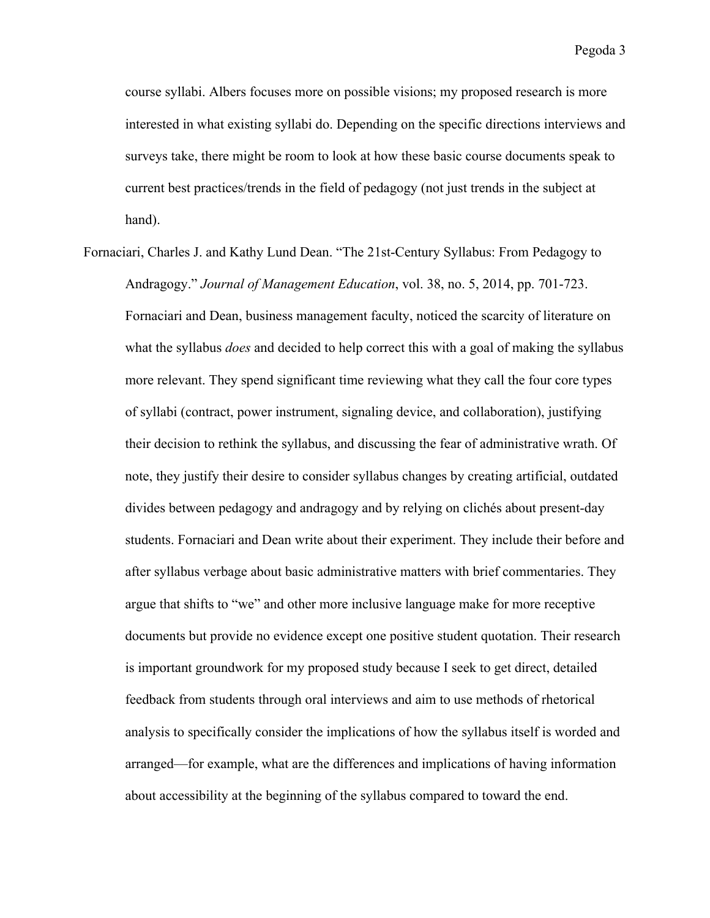course syllabi. Albers focuses more on possible visions; my proposed research is more interested in what existing syllabi do. Depending on the specific directions interviews and surveys take, there might be room to look at how these basic course documents speak to current best practices/trends in the field of pedagogy (not just trends in the subject at hand).

Fornaciari, Charles J. and Kathy Lund Dean. "The 21st-Century Syllabus: From Pedagogy to Andragogy." *Journal of Management Education*, vol. 38, no. 5, 2014, pp. 701-723. Fornaciari and Dean, business management faculty, noticed the scarcity of literature on what the syllabus *does* and decided to help correct this with a goal of making the syllabus more relevant. They spend significant time reviewing what they call the four core types of syllabi (contract, power instrument, signaling device, and collaboration), justifying their decision to rethink the syllabus, and discussing the fear of administrative wrath. Of note, they justify their desire to consider syllabus changes by creating artificial, outdated divides between pedagogy and andragogy and by relying on clichés about present-day students. Fornaciari and Dean write about their experiment. They include their before and after syllabus verbage about basic administrative matters with brief commentaries. They argue that shifts to "we" and other more inclusive language make for more receptive documents but provide no evidence except one positive student quotation. Their research is important groundwork for my proposed study because I seek to get direct, detailed feedback from students through oral interviews and aim to use methods of rhetorical analysis to specifically consider the implications of how the syllabus itself is worded and arranged—for example, what are the differences and implications of having information about accessibility at the beginning of the syllabus compared to toward the end.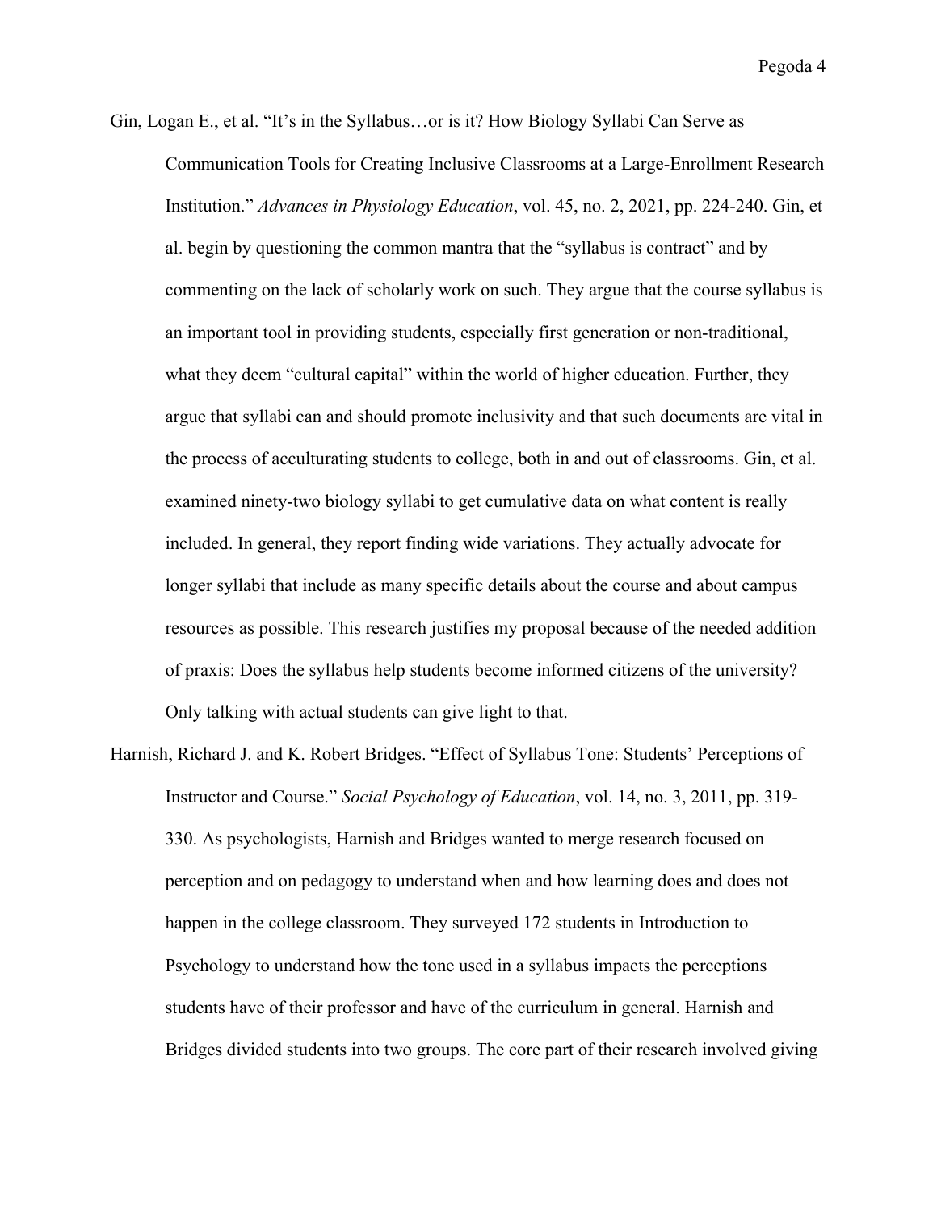Gin, Logan E., et al. "It's in the Syllabus…or is it? How Biology Syllabi Can Serve as Communication Tools for Creating Inclusive Classrooms at a Large-Enrollment Research Institution." *Advances in Physiology Education*, vol. 45, no. 2, 2021, pp. 224-240. Gin, et al. begin by questioning the common mantra that the "syllabus is contract" and by commenting on the lack of scholarly work on such. They argue that the course syllabus is an important tool in providing students, especially first generation or non-traditional, what they deem "cultural capital" within the world of higher education. Further, they argue that syllabi can and should promote inclusivity and that such documents are vital in the process of acculturating students to college, both in and out of classrooms. Gin, et al. examined ninety-two biology syllabi to get cumulative data on what content is really included. In general, they report finding wide variations. They actually advocate for longer syllabi that include as many specific details about the course and about campus resources as possible. This research justifies my proposal because of the needed addition of praxis: Does the syllabus help students become informed citizens of the university? Only talking with actual students can give light to that.

Harnish, Richard J. and K. Robert Bridges. "Effect of Syllabus Tone: Students' Perceptions of Instructor and Course." *Social Psychology of Education*, vol. 14, no. 3, 2011, pp. 319-330. As psychologists, Harnish and Bridges wanted to merge research focused on perception and on pedagogy to understand when and how learning does and does not happen in the college classroom. They surveyed 172 students in Introduction to Psychology to understand how the tone used in a syllabus impacts the perceptions students have of their professor and have of the curriculum in general. Harnish and Bridges divided students into two groups. The core part of their research involved giving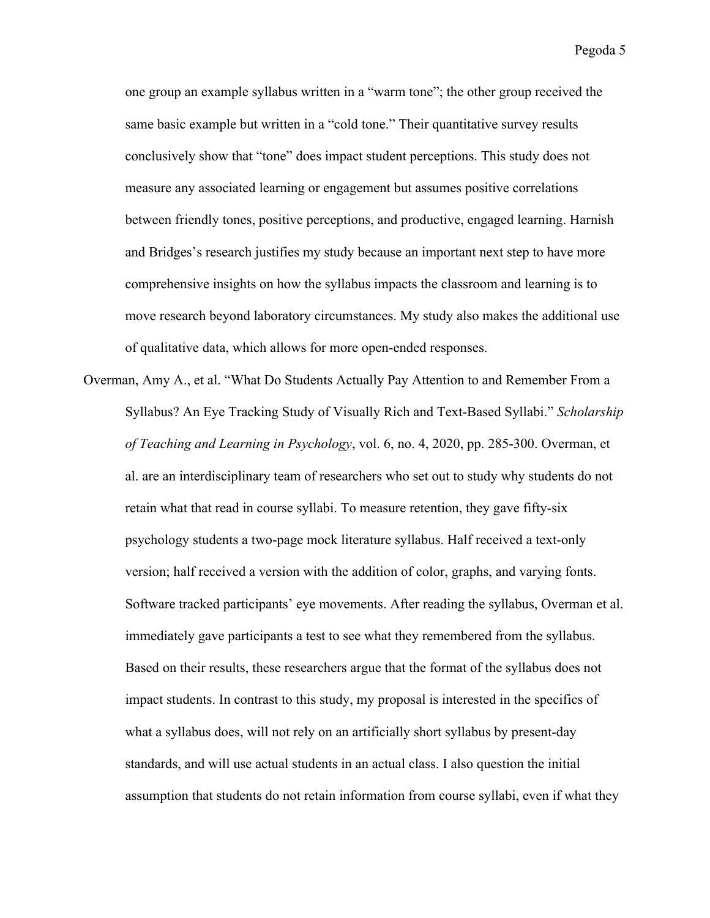one group an example syllabus written in a "warm tone"; the other group received the same basic example but written in a "cold tone." Their quantitative survey results conclusively show that "tone" does impact student perceptions. This study does not measure any associated learning or engagement but assumes positive correlations between friendly tones, positive perceptions, and productive, engaged learning. Harnish and Bridges's research justifies my study because an important next step to have more comprehensive insights on how the syllabus impacts the classroom and learning is to move research beyond laboratory circumstances. My study also makes the additional use of qualitative data, which allows for more open-ended responses.

Overman, Amy A., et al. "What Do Students Actually Pay Attention to and Remember From a Syllabus? An Eye Tracking Study of Visually Rich and Text-Based Syllabi." *Scholarship of Teaching and Learning in Psychology*, vol. 6, no. 4, 2020, pp. 285-300. Overman, et al. are an interdisciplinary team of researchers who set out to study why students do not retain what that read in course syllabi. To measure retention, they gave fifty-six psychology students a two-page mock literature syllabus. Half received a text-only version; half received a version with the addition of color, graphs, and varying fonts. Software tracked participants' eye movements. After reading the syllabus, Overman et al. immediately gave participants a test to see what they remembered from the syllabus. Based on their results, these researchers argue that the format of the syllabus does not impact students. In contrast to this study, my proposal is interested in the specifics of what a syllabus does, will not rely on an artificially short syllabus by present-day standards, and will use actual students in an actual class. I also question the initial assumption that students do not retain information from course syllabi, even if what they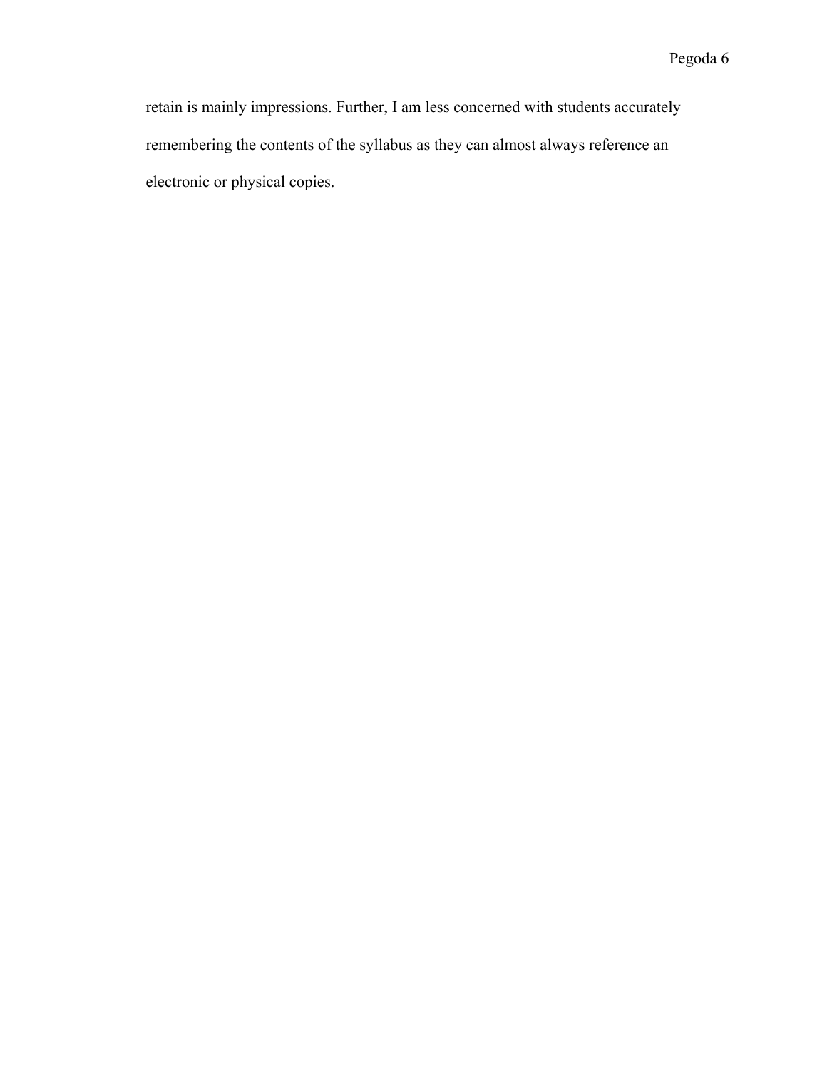retain is mainly impressions. Further, I am less concerned with students accurately remembering the contents of the syllabus as they can almost always reference an electronic or physical copies.